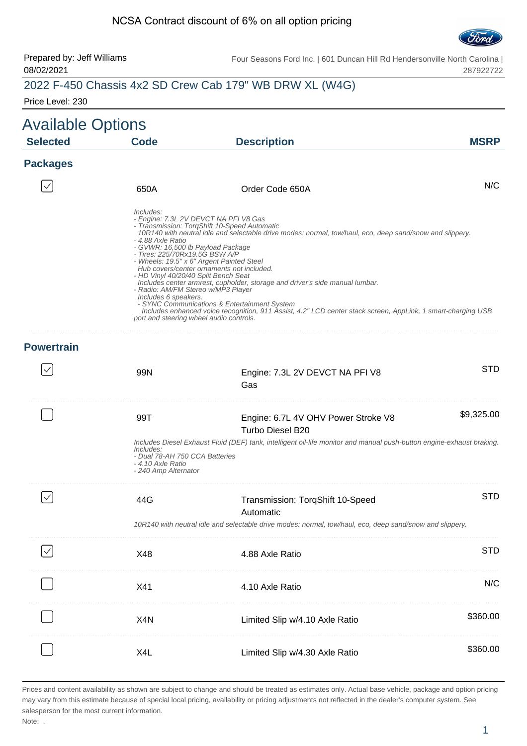NCSA Contract discount of 6% on all option pricing

Prepared by: Jeff Williams
08/02/2021

Four Seasons Ford Inc. | 601 Duncan Hill Rd Hendersonville North Carolina | 287922722

## 2022 F-450 Chassis 4x2 SD Crew Cab 179" WB DRW XL (W4G)

Price Level: 230

# Available Options

| Selected | Code | Description | MSRP |
|---|---|---|---|

### Packages

| Selected | Code | Description | MSRP |
|---|---|---|---|
| ☑ | 650A | Order Code 650A | N/C |

*Includes:*
*- Engine: 7.3L 2V DEVCT NA PFI V8 Gas*
*- Transmission: TorqShift 10-Speed Automatic*
*10R140 with neutral idle and selectable drive modes: normal, tow/haul, eco, deep sand/snow and slippery.*
*- 4.88 Axle Ratio*
*- GVWR: 16,500 lb Payload Package*
*- Tires: 225/70Rx19.5G BSW A/P*
*- Wheels: 19.5" x 6" Argent Painted Steel*
*Hub covers/center ornaments not included.*
*- HD Vinyl 40/20/40 Split Bench Seat*
*Includes center armrest, cupholder, storage and driver's side manual lumbar.*
*- Radio: AM/FM Stereo w/MP3 Player*
*Includes 6 speakers.*
*- SYNC Communications & Entertainment System*
*Includes enhanced voice recognition, 911 Assist, 4.2" LCD center stack screen, AppLink, 1 smart-charging USB port and steering wheel audio controls.*

### Powertrain

| Selected | Code | Description | MSRP |
|---|---|---|---|
| ☑ | 99N | Engine: 7.3L 2V DEVCT NA PFI V8 Gas | STD |
| ☐ | 99T | Engine: 6.7L 4V OHV Power Stroke V8 Turbo Diesel B20 | $9,325.00 |

*Includes Diesel Exhaust Fluid (DEF) tank, intelligent oil-life monitor and manual push-button engine-exhaust braking.*
*Includes:*
*- Dual 78-AH 750 CCA Batteries*
*- 4.10 Axle Ratio*
*- 240 Amp Alternator*

| Selected | Code | Description | MSRP |
|---|---|---|---|
| ☑ | 44G | Transmission: TorqShift 10-Speed Automatic | STD |

*10R140 with neutral idle and selectable drive modes: normal, tow/haul, eco, deep sand/snow and slippery.*

| Selected | Code | Description | MSRP |
|---|---|---|---|
| ☑ | X48 | 4.88 Axle Ratio | STD |
| ☐ | X41 | 4.10 Axle Ratio | N/C |
| ☐ | X4N | Limited Slip w/4.10 Axle Ratio | $360.00 |
| ☐ | X4L | Limited Slip w/4.30 Axle Ratio | $360.00 |

Prices and content availability as shown are subject to change and should be treated as estimates only. Actual base vehicle, package and option pricing may vary from this estimate because of special local pricing, availability or pricing adjustments not reflected in the dealer's computer system. See salesperson for the most current information.

Note: .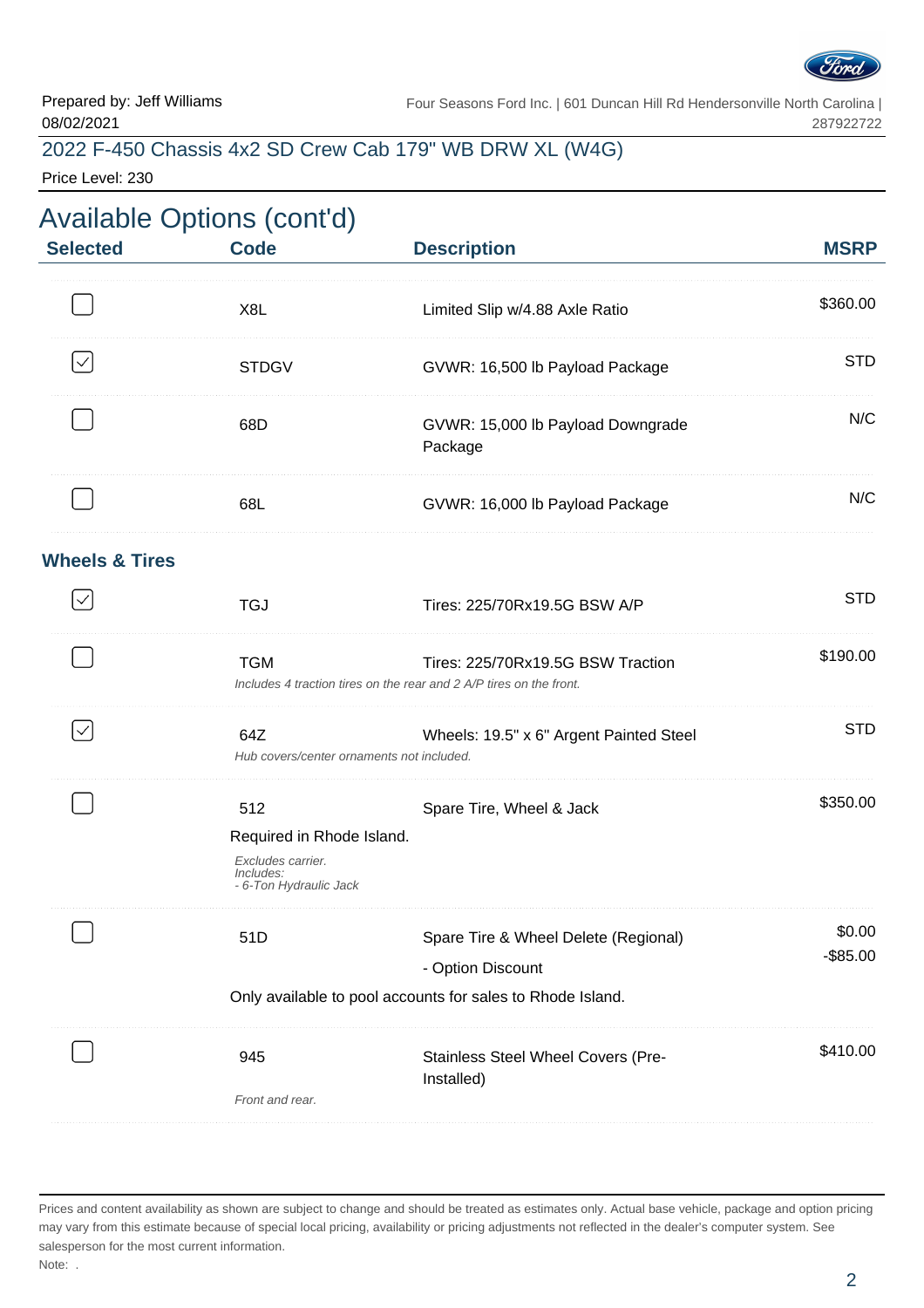Prepared by: Jeff Williams
08/02/2021

Four Seasons Ford Inc. | 601 Duncan Hill Rd Hendersonville North Carolina | 287922722

## 2022 F-450 Chassis 4x2 SD Crew Cab 179" WB DRW XL (W4G)

Price Level: 230

# Available Options (cont'd)

| Selected | Code | Description | MSRP |
|---|---|---|---|
| ☐ | X8L | Limited Slip w/4.88 Axle Ratio | $360.00 |
| ☑ | STDGV | GVWR: 16,500 lb Payload Package | STD |
| ☐ | 68D | GVWR: 15,000 lb Payload Downgrade Package | N/C |
| ☐ | 68L | GVWR: 16,000 lb Payload Package | N/C |

### Wheels & Tires

| Selected | Code | Description | MSRP |
|---|---|---|---|
| ☑ | TGJ | Tires: 225/70Rx19.5G BSW A/P | STD |
| ☐ | TGM<br>*Includes 4 traction tires on the rear and 2 A/P tires on the front.* | Tires: 225/70Rx19.5G BSW Traction | $190.00 |
| ☑ | 64Z<br>*Hub covers/center ornaments not included.* | Wheels: 19.5" x 6" Argent Painted Steel | STD |
| ☐ | 512<br>Required in Rhode Island.<br>*Excludes carrier.*<br>*Includes:*<br>*- 6-Ton Hydraulic Jack* | Spare Tire, Wheel & Jack | $350.00 |
| ☐ | 51D<br>Only available to pool accounts for sales to Rhode Island. | Spare Tire & Wheel Delete (Regional)<br>- Option Discount | $0.00<br>-$85.00 |
| ☐ | 945<br>*Front and rear.* | Stainless Steel Wheel Covers (Pre-Installed) | $410.00 |

Prices and content availability as shown are subject to change and should be treated as estimates only. Actual base vehicle, package and option pricing may vary from this estimate because of special local pricing, availability or pricing adjustments not reflected in the dealer's computer system. See salesperson for the most current information.

Note: .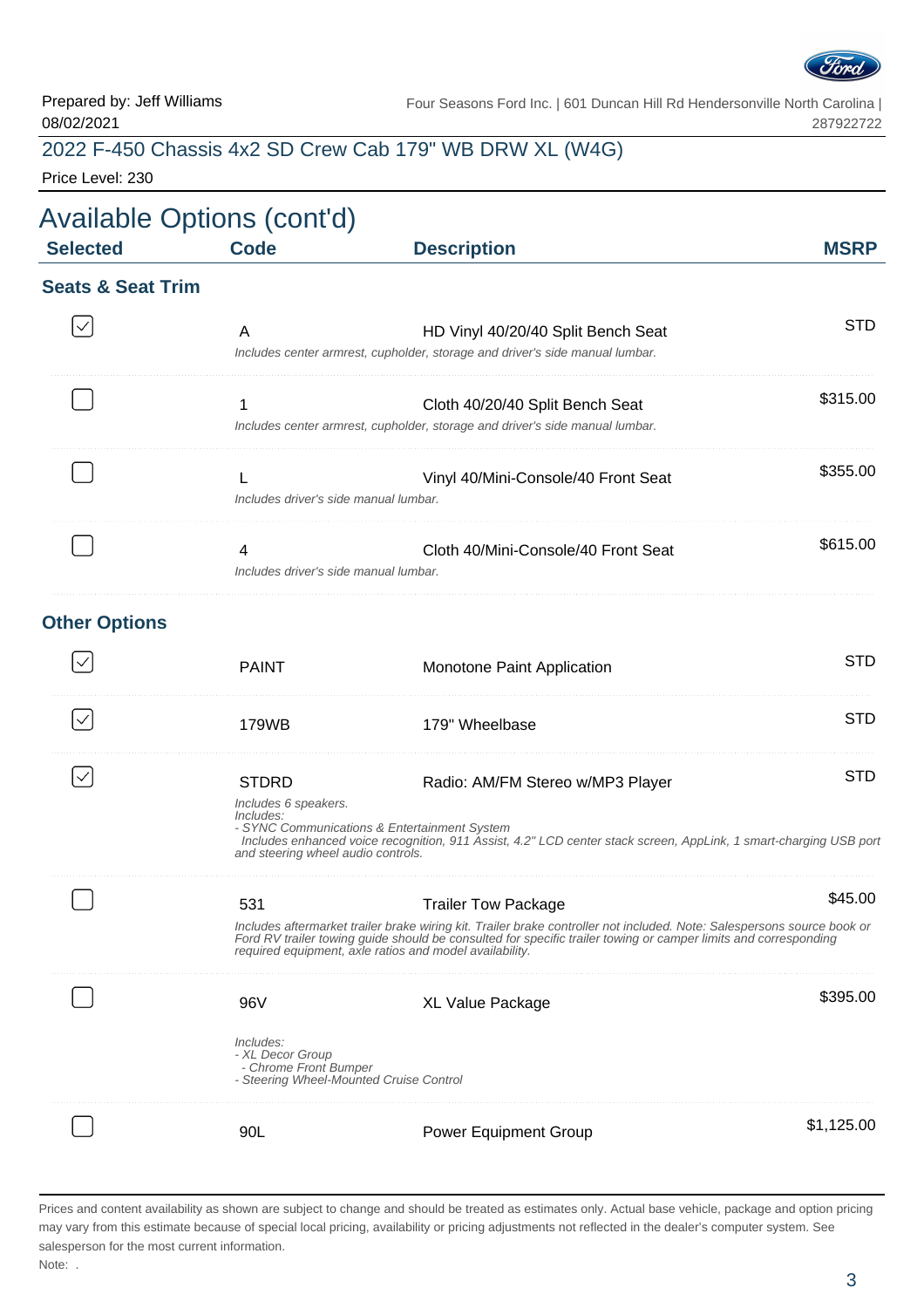Prepared by: Jeff Williams
08/02/2021

Four Seasons Ford Inc. | 601 Duncan Hill Rd Hendersonville North Carolina | 287922722

## 2022 F-450 Chassis 4x2 SD Crew Cab 179" WB DRW XL (W4G)

Price Level: 230

# Available Options (cont'd)

| Selected | Code | Description | MSRP |
|---|---|---|---|
| **Seats & Seat Trim** | | | |
| ☑ | A | HD Vinyl 40/20/40 Split Bench Seat<br>*Includes center armrest, cupholder, storage and driver's side manual lumbar.* | STD |
| ☐ | 1 | Cloth 40/20/40 Split Bench Seat<br>*Includes center armrest, cupholder, storage and driver's side manual lumbar.* | $315.00 |
| ☐ | L | Vinyl 40/Mini-Console/40 Front Seat<br>*Includes driver's side manual lumbar.* | $355.00 |
| ☐ | 4 | Cloth 40/Mini-Console/40 Front Seat<br>*Includes driver's side manual lumbar.* | $615.00 |
| **Other Options** | | | |
| ☑ | PAINT | Monotone Paint Application | STD |
| ☑ | 179WB | 179" Wheelbase | STD |
| ☑ | STDRD | Radio: AM/FM Stereo w/MP3 Player<br>*Includes 6 speakers.*<br>*Includes:*<br>*- SYNC Communications & Entertainment System*<br>*Includes enhanced voice recognition, 911 Assist, 4.2" LCD center stack screen, AppLink, 1 smart-charging USB port and steering wheel audio controls.* | STD |
| ☐ | 531 | Trailer Tow Package<br>*Includes aftermarket trailer brake wiring kit. Trailer brake controller not included. Note: Salespersons source book or Ford RV trailer towing guide should be consulted for specific trailer towing or camper limits and corresponding required equipment, axle ratios and model availability.* | $45.00 |
| ☐ | 96V | XL Value Package<br>*Includes:*<br>*- XL Decor Group*<br>*- Chrome Front Bumper*<br>*- Steering Wheel-Mounted Cruise Control* | $395.00 |
| ☐ | 90L | Power Equipment Group | $1,125.00 |

Prices and content availability as shown are subject to change and should be treated as estimates only. Actual base vehicle, package and option pricing may vary from this estimate because of special local pricing, availability or pricing adjustments not reflected in the dealer's computer system. See salesperson for the most current information.

Note: .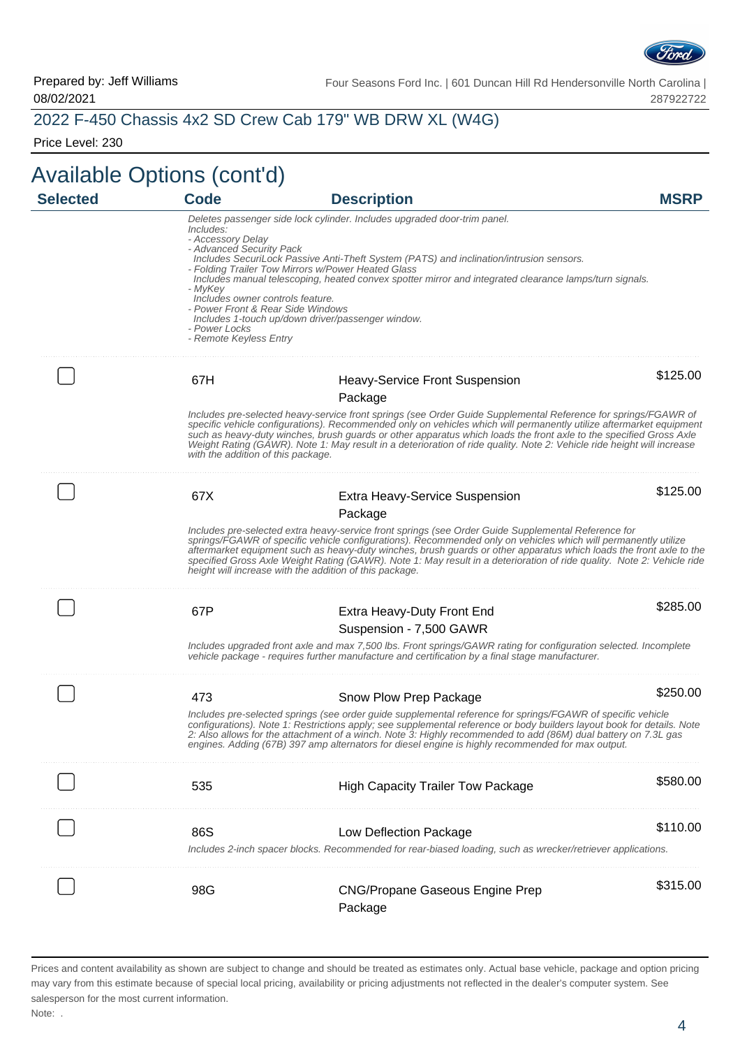Prepared by: Jeff Williams
08/02/2021

Four Seasons Ford Inc. | 601 Duncan Hill Rd Hendersonville North Carolina | 287922722

## 2022 F-450 Chassis 4x2 SD Crew Cab 179" WB DRW XL (W4G)

Price Level: 230

# Available Options (cont'd)

| Selected | Code | Description | MSRP |
|---|---|---|---|
| | | *Deletes passenger side lock cylinder. Includes upgraded door-trim panel.*<br>*Includes:*<br>*- Accessory Delay*<br>*- Advanced Security Pack*<br>*Includes SecuriLock Passive Anti-Theft System (PATS) and inclination/intrusion sensors.*<br>*- Folding Trailer Tow Mirrors w/Power Heated Glass*<br>*Includes manual telescoping, heated convex spotter mirror and integrated clearance lamps/turn signals.*<br>*- MyKey*<br>*Includes owner controls feature.*<br>*- Power Front & Rear Side Windows*<br>*Includes 1-touch up/down driver/passenger window.*<br>*- Power Locks*<br>*- Remote Keyless Entry* | |
| ☐ | 67H | Heavy-Service Front Suspension Package<br>*Includes pre-selected heavy-service front springs (see Order Guide Supplemental Reference for springs/FGAWR of specific vehicle configurations). Recommended only on vehicles which will permanently utilize aftermarket equipment such as heavy-duty winches, brush guards or other apparatus which loads the front axle to the specified Gross Axle Weight Rating (GAWR). Note 1: May result in a deterioration of ride quality. Note 2: Vehicle ride height will increase with the addition of this package.* | $125.00 |
| ☐ | 67X | Extra Heavy-Service Suspension Package<br>*Includes pre-selected extra heavy-service front springs (see Order Guide Supplemental Reference for springs/FGAWR of specific vehicle configurations). Recommended only on vehicles which will permanently utilize aftermarket equipment such as heavy-duty winches, brush guards or other apparatus which loads the front axle to the specified Gross Axle Weight Rating (GAWR). Note 1: May result in a deterioration of ride quality. Note 2: Vehicle ride height will increase with the addition of this package.* | $125.00 |
| ☐ | 67P | Extra Heavy-Duty Front End Suspension - 7,500 GAWR<br>*Includes upgraded front axle and max 7,500 lbs. Front springs/GAWR rating for configuration selected. Incomplete vehicle package - requires further manufacture and certification by a final stage manufacturer.* | $285.00 |
| ☐ | 473 | Snow Plow Prep Package<br>*Includes pre-selected springs (see order guide supplemental reference for springs/FGAWR of specific vehicle configurations). Note 1: Restrictions apply; see supplemental reference or body builders layout book for details. Note 2: Also allows for the attachment of a winch. Note 3: Highly recommended to add (86M) dual battery on 7.3L gas engines. Adding (67B) 397 amp alternators for diesel engine is highly recommended for max output.* | $250.00 |
| ☐ | 535 | High Capacity Trailer Tow Package | $580.00 |
| ☐ | 86S | Low Deflection Package<br>*Includes 2-inch spacer blocks. Recommended for rear-biased loading, such as wrecker/retriever applications.* | $110.00 |
| ☐ | 98G | CNG/Propane Gaseous Engine Prep Package | $315.00 |

Prices and content availability as shown are subject to change and should be treated as estimates only. Actual base vehicle, package and option pricing may vary from this estimate because of special local pricing, availability or pricing adjustments not reflected in the dealer's computer system. See salesperson for the most current information.

Note: .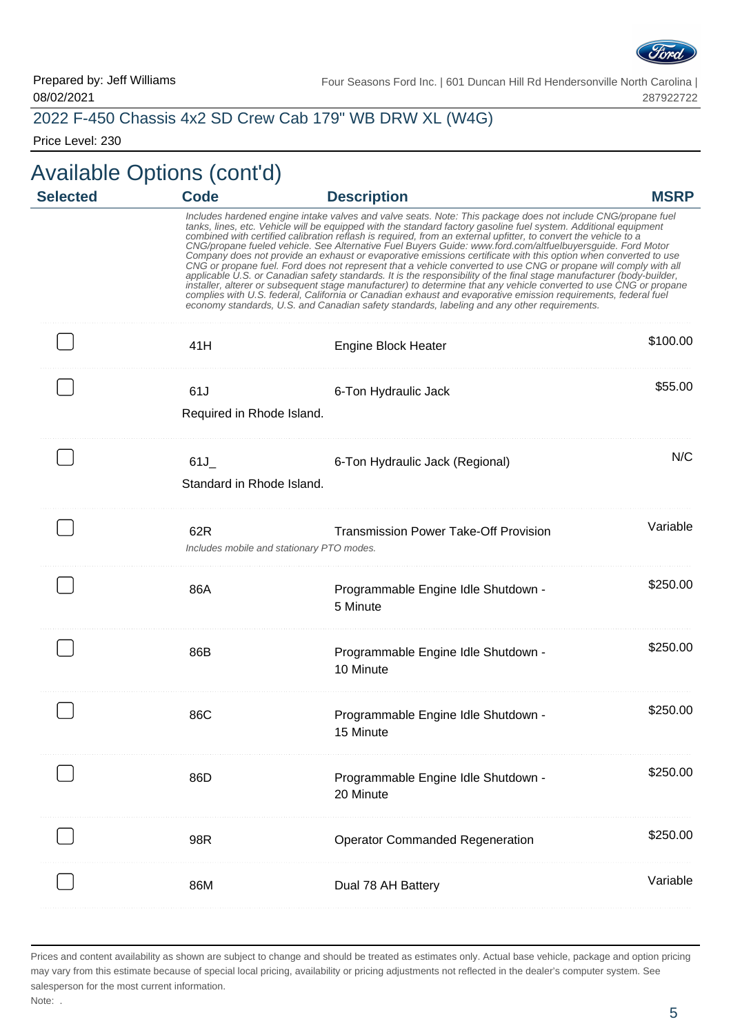Prepared by: Jeff Williams
08/02/2021

Four Seasons Ford Inc. | 601 Duncan Hill Rd Hendersonville North Carolina | 287922722

## 2022 F-450 Chassis 4x2 SD Crew Cab 179" WB DRW XL (W4G)

Price Level: 230

# Available Options (cont'd)

| Selected | Code | Description | MSRP |
|---|---|---|---|
| | *Includes hardened engine intake valves and valve seats. Note: This package does not include CNG/propane fuel tanks, lines, etc. Vehicle will be equipped with the standard factory gasoline fuel system. Additional equipment combined with certified calibration reflash is required, from an external upfitter, to convert the vehicle to a CNG/propane fueled vehicle. See Alternative Fuel Buyers Guide: www.ford.com/altfuelbuyersguide. Ford Motor Company does not provide an exhaust or evaporative emissions certificate with this option when converted to use CNG or propane fuel. Ford does not represent that a vehicle converted to use CNG or propane will comply with all applicable U.S. or Canadian safety standards. It is the responsibility of the final stage manufacturer (body-builder, installer, alterer or subsequent stage manufacturer) to determine that any vehicle converted to use CNG or propane complies with U.S. federal, California or Canadian exhaust and evaporative emission requirements, federal fuel economy standards, U.S. and Canadian safety standards, labeling and any other requirements.* | | |
| ☐ | 41H | Engine Block Heater | $100.00 |
| ☐ | 61J<br>Required in Rhode Island. | 6-Ton Hydraulic Jack | $55.00 |
| ☐ | 61J_<br>Standard in Rhode Island. | 6-Ton Hydraulic Jack (Regional) | N/C |
| ☐ | 62R<br>*Includes mobile and stationary PTO modes.* | Transmission Power Take-Off Provision | Variable |
| ☐ | 86A | Programmable Engine Idle Shutdown - 5 Minute | $250.00 |
| ☐ | 86B | Programmable Engine Idle Shutdown - 10 Minute | $250.00 |
| ☐ | 86C | Programmable Engine Idle Shutdown - 15 Minute | $250.00 |
| ☐ | 86D | Programmable Engine Idle Shutdown - 20 Minute | $250.00 |
| ☐ | 98R | Operator Commanded Regeneration | $250.00 |
| ☐ | 86M | Dual 78 AH Battery | Variable |

Prices and content availability as shown are subject to change and should be treated as estimates only. Actual base vehicle, package and option pricing may vary from this estimate because of special local pricing, availability or pricing adjustments not reflected in the dealer's computer system. See salesperson for the most current information.

Note: .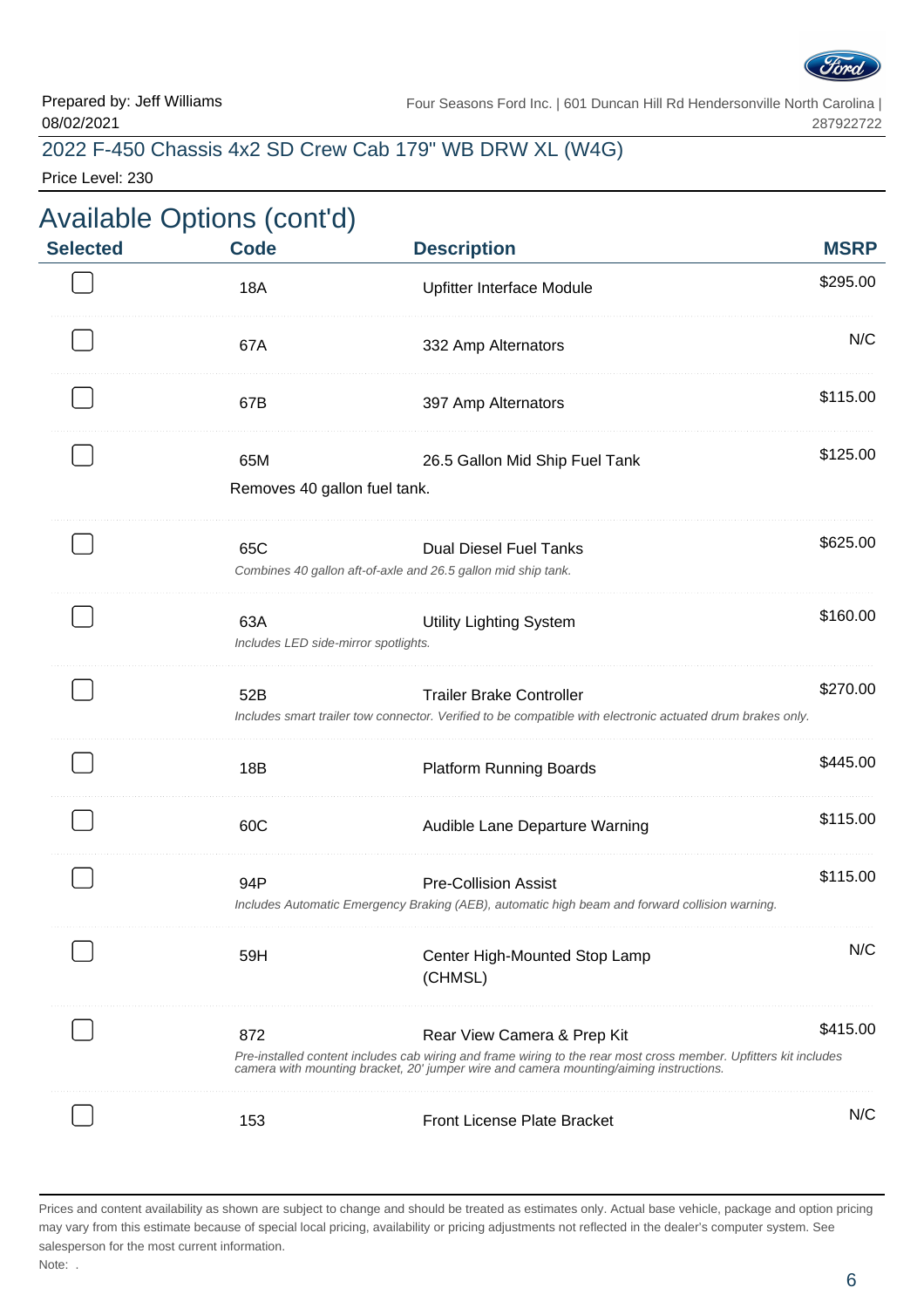Prepared by: Jeff Williams
08/02/2021

Four Seasons Ford Inc. | 601 Duncan Hill Rd Hendersonville North Carolina | 287922722

## 2022 F-450 Chassis 4x2 SD Crew Cab 179" WB DRW XL (W4G)

Price Level: 230

# Available Options (cont'd)

| Selected | Code | Description | MSRP |
|---|---|---|---|
| ☐ | 18A | Upfitter Interface Module | $295.00 |
| ☐ | 67A | 332 Amp Alternators | N/C |
| ☐ | 67B | 397 Amp Alternators | $115.00 |
| ☐ | 65M | 26.5 Gallon Mid Ship Fuel Tank<br>Removes 40 gallon fuel tank. | $125.00 |
| ☐ | 65C | Dual Diesel Fuel Tanks<br>*Combines 40 gallon aft-of-axle and 26.5 gallon mid ship tank.* | $625.00 |
| ☐ | 63A | Utility Lighting System<br>*Includes LED side-mirror spotlights.* | $160.00 |
| ☐ | 52B | Trailer Brake Controller<br>*Includes smart trailer tow connector. Verified to be compatible with electronic actuated drum brakes only.* | $270.00 |
| ☐ | 18B | Platform Running Boards | $445.00 |
| ☐ | 60C | Audible Lane Departure Warning | $115.00 |
| ☐ | 94P | Pre-Collision Assist<br>*Includes Automatic Emergency Braking (AEB), automatic high beam and forward collision warning.* | $115.00 |
| ☐ | 59H | Center High-Mounted Stop Lamp (CHMSL) | N/C |
| ☐ | 872 | Rear View Camera & Prep Kit<br>*Pre-installed content includes cab wiring and frame wiring to the rear most cross member. Upfitters kit includes camera with mounting bracket, 20' jumper wire and camera mounting/aiming instructions.* | $415.00 |
| ☐ | 153 | Front License Plate Bracket | N/C |

Prices and content availability as shown are subject to change and should be treated as estimates only. Actual base vehicle, package and option pricing may vary from this estimate because of special local pricing, availability or pricing adjustments not reflected in the dealer's computer system. See salesperson for the most current information.

Note: .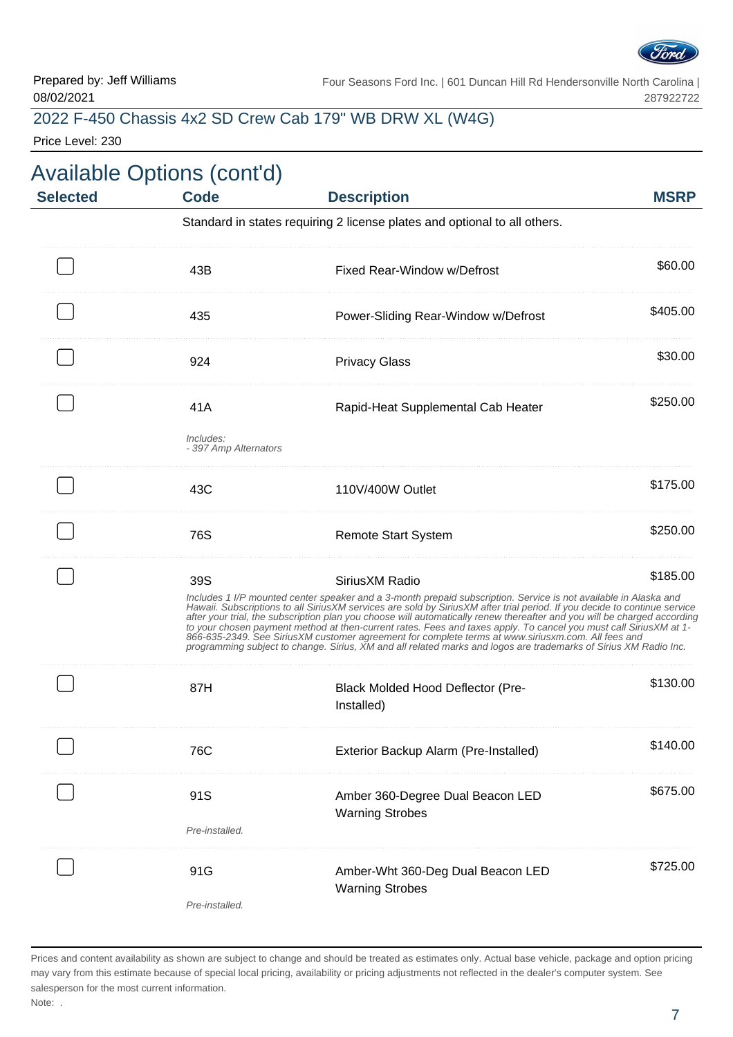Prepared by: Jeff Williams
08/02/2021

Four Seasons Ford Inc. | 601 Duncan Hill Rd Hendersonville North Carolina | 287922722

## 2022 F-450 Chassis 4x2 SD Crew Cab 179" WB DRW XL (W4G)

Price Level: 230

# Available Options (cont'd)

| Selected | Code | Description | MSRP |
|---|---|---|---|
| | Standard in states requiring 2 license plates and optional to all others. | | |
| ☐ | 43B | Fixed Rear-Window w/Defrost | $60.00 |
| ☐ | 435 | Power-Sliding Rear-Window w/Defrost | $405.00 |
| ☐ | 924 | Privacy Glass | $30.00 |
| ☐ | 41A | Rapid-Heat Supplemental Cab Heater | $250.00 |
| | *Includes: - 397 Amp Alternators* | | |
| ☐ | 43C | 110V/400W Outlet | $175.00 |
| ☐ | 76S | Remote Start System | $250.00 |
| ☐ | 39S | SiriusXM Radio | $185.00 |
| | *Includes 1 I/P mounted center speaker and a 3-month prepaid subscription. Service is not available in Alaska and Hawaii. Subscriptions to all SiriusXM services are sold by SiriusXM after trial period. If you decide to continue service after your trial, the subscription plan you choose will automatically renew thereafter and you will be charged according to your chosen payment method at then-current rates. Fees and taxes apply. To cancel you must call SiriusXM at 1-866-635-2349. See SiriusXM customer agreement for complete terms at www.siriusxm.com. All fees and programming subject to change. Sirius, XM and all related marks and logos are trademarks of Sirius XM Radio Inc.* | | |
| ☐ | 87H | Black Molded Hood Deflector (Pre-Installed) | $130.00 |
| ☐ | 76C | Exterior Backup Alarm (Pre-Installed) | $140.00 |
| ☐ | 91S | Amber 360-Degree Dual Beacon LED Warning Strobes | $675.00 |
| | *Pre-installed.* | | |
| ☐ | 91G | Amber-Wht 360-Deg Dual Beacon LED Warning Strobes | $725.00 |
| | *Pre-installed.* | | |

Prices and content availability as shown are subject to change and should be treated as estimates only. Actual base vehicle, package and option pricing may vary from this estimate because of special local pricing, availability or pricing adjustments not reflected in the dealer's computer system. See salesperson for the most current information.

Note: .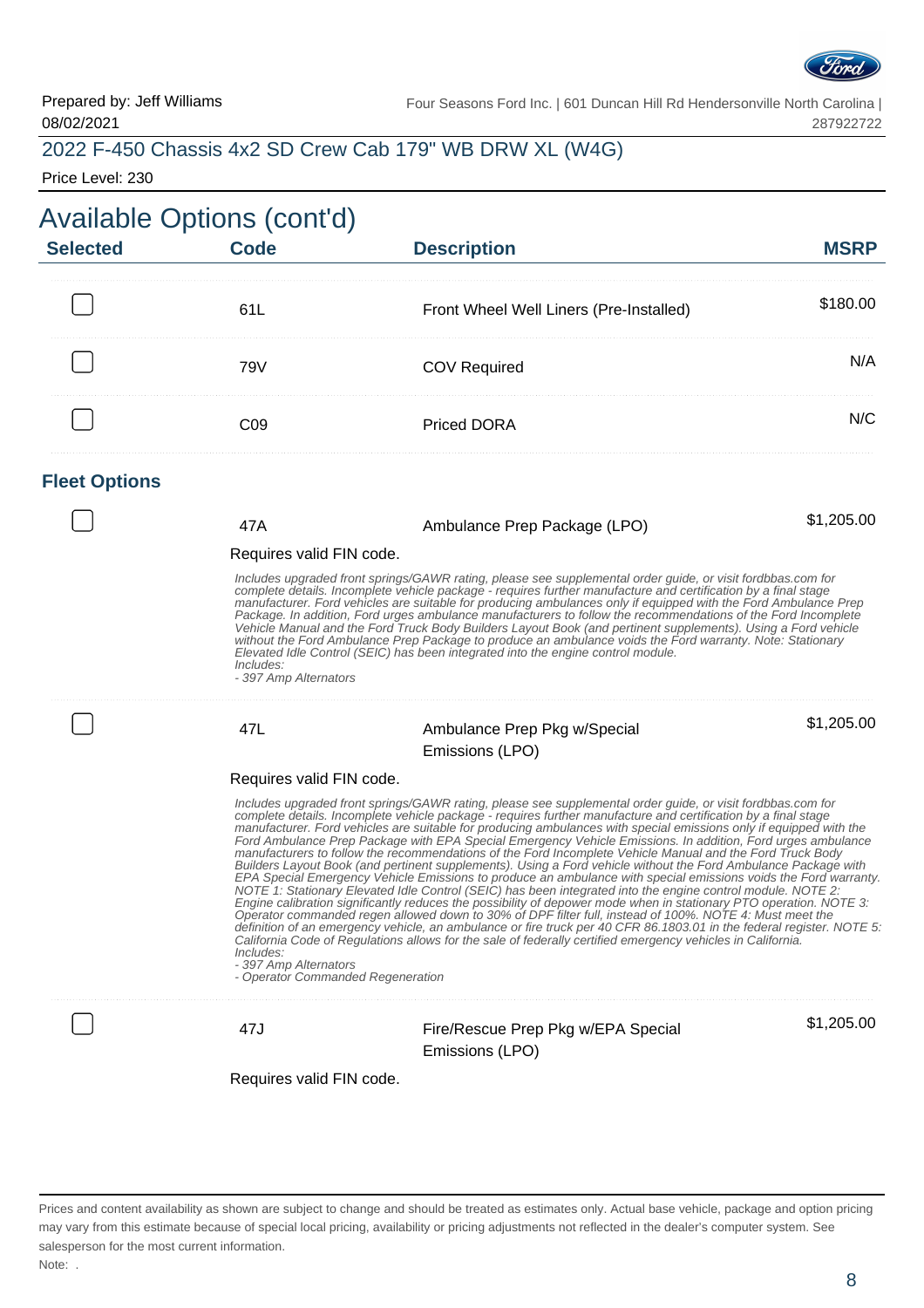Prepared by: Jeff Williams
08/02/2021

Four Seasons Ford Inc. | 601 Duncan Hill Rd Hendersonville North Carolina | 287922722

## 2022 F-450 Chassis 4x2 SD Crew Cab 179" WB DRW XL (W4G)

Price Level: 230

# Available Options (cont'd)

| Selected | Code | Description | MSRP |
|---|---|---|---|
| ☐ | 61L | Front Wheel Well Liners (Pre-Installed) | $180.00 |
| ☐ | 79V | COV Required | N/A |
| ☐ | C09 | Priced DORA | N/C |

### Fleet Options

| Selected | Code | Description | MSRP |
|---|---|---|---|
| ☐ | 47A | Ambulance Prep Package (LPO) | $1,205.00 |

Requires valid FIN code.

*Includes upgraded front springs/GAWR rating, please see supplemental order guide, or visit fordbbas.com for complete details. Incomplete vehicle package - requires further manufacture and certification by a final stage manufacturer. Ford vehicles are suitable for producing ambulances only if equipped with the Ford Ambulance Prep Package. In addition, Ford urges ambulance manufacturers to follow the recommendations of the Ford Incomplete Vehicle Manual and the Ford Truck Body Builders Layout Book (and pertinent supplements). Using a Ford vehicle without the Ford Ambulance Prep Package to produce an ambulance voids the Ford warranty. Note: Stationary Elevated Idle Control (SEIC) has been integrated into the engine control module.*
*Includes:*
*- 397 Amp Alternators*

| Selected | Code | Description | MSRP |
|---|---|---|---|
| ☐ | 47L | Ambulance Prep Pkg w/Special Emissions (LPO) | $1,205.00 |

Requires valid FIN code.

*Includes upgraded front springs/GAWR rating, please see supplemental order guide, or visit fordbbas.com for complete details. Incomplete vehicle package - requires further manufacture and certification by a final stage manufacturer. Ford vehicles are suitable for producing ambulances with special emissions only if equipped with the Ford Ambulance Prep Package with EPA Special Emergency Vehicle Emissions. In addition, Ford urges ambulance manufacturers to follow the recommendations of the Ford Incomplete Vehicle Manual and the Ford Truck Body Builders Layout Book (and pertinent supplements). Using a Ford vehicle without the Ford Ambulance Package with EPA Special Emergency Vehicle Emissions to produce an ambulance with special emissions voids the Ford warranty. NOTE 1: Stationary Elevated Idle Control (SEIC) has been integrated into the engine control module. NOTE 2: Engine calibration significantly reduces the possibility of depower mode when in stationary PTO operation. NOTE 3: Operator commanded regen allowed down to 30% of DPF filter full, instead of 100%. NOTE 4: Must meet the definition of an emergency vehicle, an ambulance or fire truck per 40 CFR 86.1803.01 in the federal register. NOTE 5: California Code of Regulations allows for the sale of federally certified emergency vehicles in California.*
*Includes:*
*- 397 Amp Alternators*
*- Operator Commanded Regeneration*

| Selected | Code | Description | MSRP |
|---|---|---|---|
| ☐ | 47J | Fire/Rescue Prep Pkg w/EPA Special Emissions (LPO) | $1,205.00 |

Requires valid FIN code.

Prices and content availability as shown are subject to change and should be treated as estimates only. Actual base vehicle, package and option pricing may vary from this estimate because of special local pricing, availability or pricing adjustments not reflected in the dealer's computer system. See salesperson for the most current information.
Note: .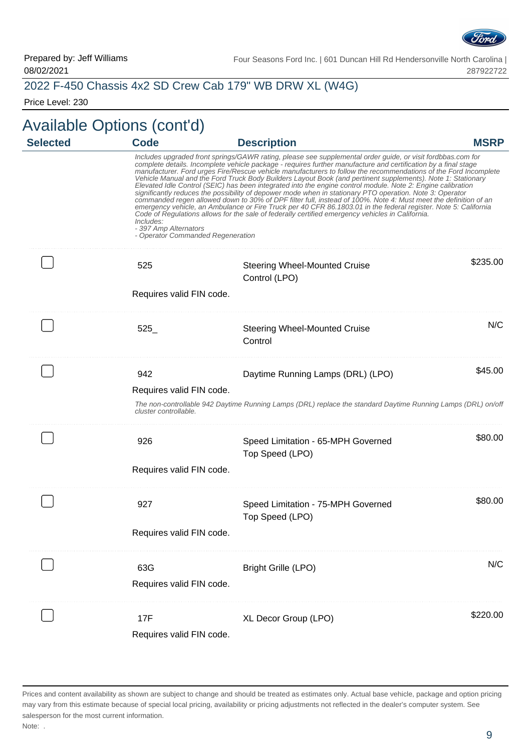Prepared by: Jeff Williams
08/02/2021

Four Seasons Ford Inc. | 601 Duncan Hill Rd Hendersonville North Carolina | 287922722

## 2022 F-450 Chassis 4x2 SD Crew Cab 179" WB DRW XL (W4G)

Price Level: 230

# Available Options (cont'd)

| Selected | Code | Description | MSRP |
|---|---|---|---|
| | *Includes upgraded front springs/GAWR rating, please see supplemental order guide, or visit fordbbas.com for complete details. Incomplete vehicle package - requires further manufacture and certification by a final stage manufacturer. Ford urges Fire/Rescue vehicle manufacturers to follow the recommendations of the Ford Incomplete Vehicle Manual and the Ford Truck Body Builders Layout Book (and pertinent supplements). Note 1: Stationary Elevated Idle Control (SEIC) has been integrated into the engine control module. Note 2: Engine calibration significantly reduces the possibility of depower mode when in stationary PTO operation. Note 3: Operator commanded regen allowed down to 30% of DPF filter full, instead of 100%. Note 4: Must meet the definition of an emergency vehicle, an Ambulance or Fire Truck per 40 CFR 86.1803.01 in the federal register. Note 5: California Code of Regulations allows for the sale of federally certified emergency vehicles in California. Includes: - 397 Amp Alternators - Operator Commanded Regeneration* | | |
| ☐ | 525<br>Requires valid FIN code. | Steering Wheel-Mounted Cruise Control (LPO) | $235.00 |
| ☐ | 525_ | Steering Wheel-Mounted Cruise Control | N/C |
| ☐ | 942<br>Requires valid FIN code. | Daytime Running Lamps (DRL) (LPO) | $45.00 |
| | *The non-controllable 942 Daytime Running Lamps (DRL) replace the standard Daytime Running Lamps (DRL) on/off cluster controllable.* | | |
| ☐ | 926<br>Requires valid FIN code. | Speed Limitation - 65-MPH Governed Top Speed (LPO) | $80.00 |
| ☐ | 927<br>Requires valid FIN code. | Speed Limitation - 75-MPH Governed Top Speed (LPO) | $80.00 |
| ☐ | 63G<br>Requires valid FIN code. | Bright Grille (LPO) | N/C |
| ☐ | 17F<br>Requires valid FIN code. | XL Decor Group (LPO) | $220.00 |

Prices and content availability as shown are subject to change and should be treated as estimates only. Actual base vehicle, package and option pricing may vary from this estimate because of special local pricing, availability or pricing adjustments not reflected in the dealer's computer system. See salesperson for the most current information.

Note: .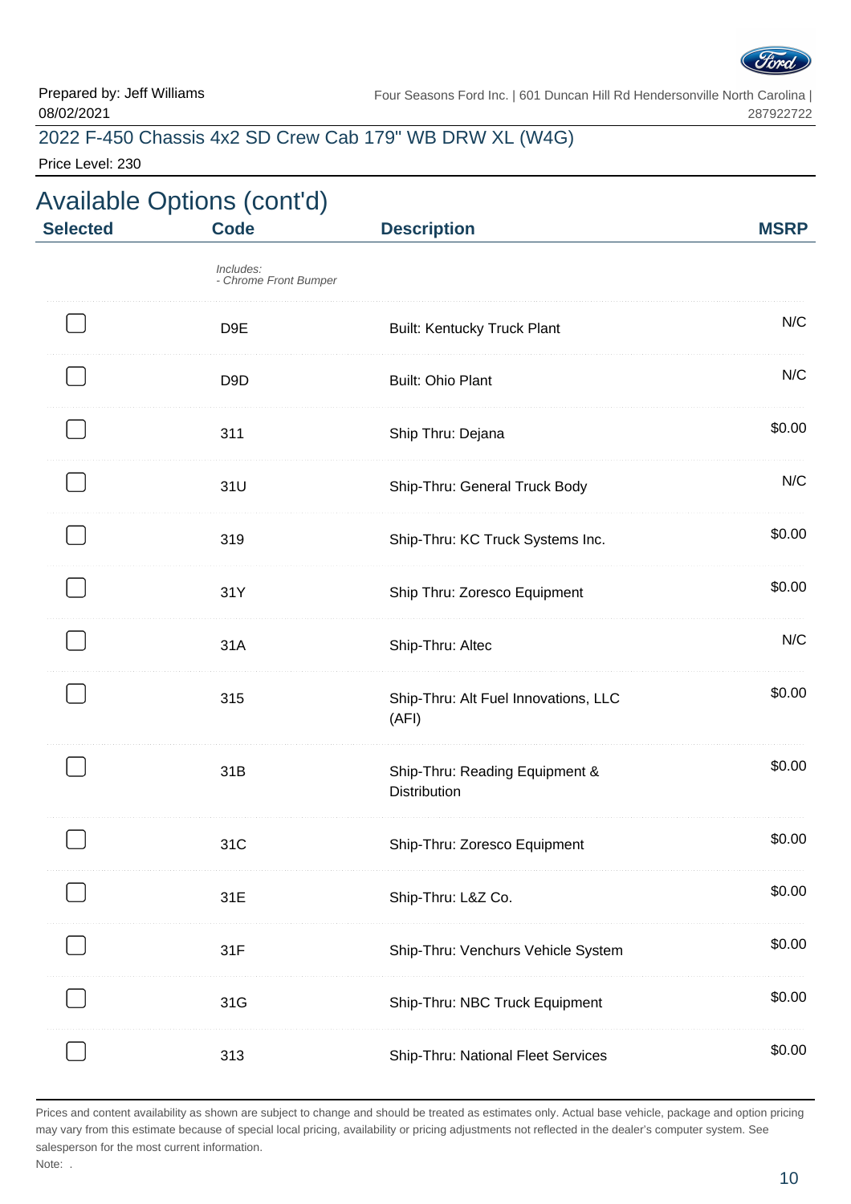Prepared by: Jeff Williams
08/02/2021

Four Seasons Ford Inc. | 601 Duncan Hill Rd Hendersonville North Carolina | 287922722

2022 F-450 Chassis 4x2 SD Crew Cab 179" WB DRW XL (W4G)

Price Level: 230

## Available Options (cont'd)

| Selected | Code | Description | MSRP |
|---|---|---|---|
| | *Includes:*<br>*- Chrome Front Bumper* | | |
| ☐ | D9E | Built: Kentucky Truck Plant | N/C |
| ☐ | D9D | Built: Ohio Plant | N/C |
| ☐ | 311 | Ship Thru: Dejana | $0.00 |
| ☐ | 31U | Ship-Thru: General Truck Body | N/C |
| ☐ | 319 | Ship-Thru: KC Truck Systems Inc. | $0.00 |
| ☐ | 31Y | Ship Thru: Zoresco Equipment | $0.00 |
| ☐ | 31A | Ship-Thru: Altec | N/C |
| ☐ | 315 | Ship-Thru: Alt Fuel Innovations, LLC (AFI) | $0.00 |
| ☐ | 31B | Ship-Thru: Reading Equipment & Distribution | $0.00 |
| ☐ | 31C | Ship-Thru: Zoresco Equipment | $0.00 |
| ☐ | 31E | Ship-Thru: L&Z Co. | $0.00 |
| ☐ | 31F | Ship-Thru: Venchurs Vehicle System | $0.00 |
| ☐ | 31G | Ship-Thru: NBC Truck Equipment | $0.00 |
| ☐ | 313 | Ship-Thru: National Fleet Services | $0.00 |

Prices and content availability as shown are subject to change and should be treated as estimates only. Actual base vehicle, package and option pricing may vary from this estimate because of special local pricing, availability or pricing adjustments not reflected in the dealer's computer system. See salesperson for the most current information.

Note: .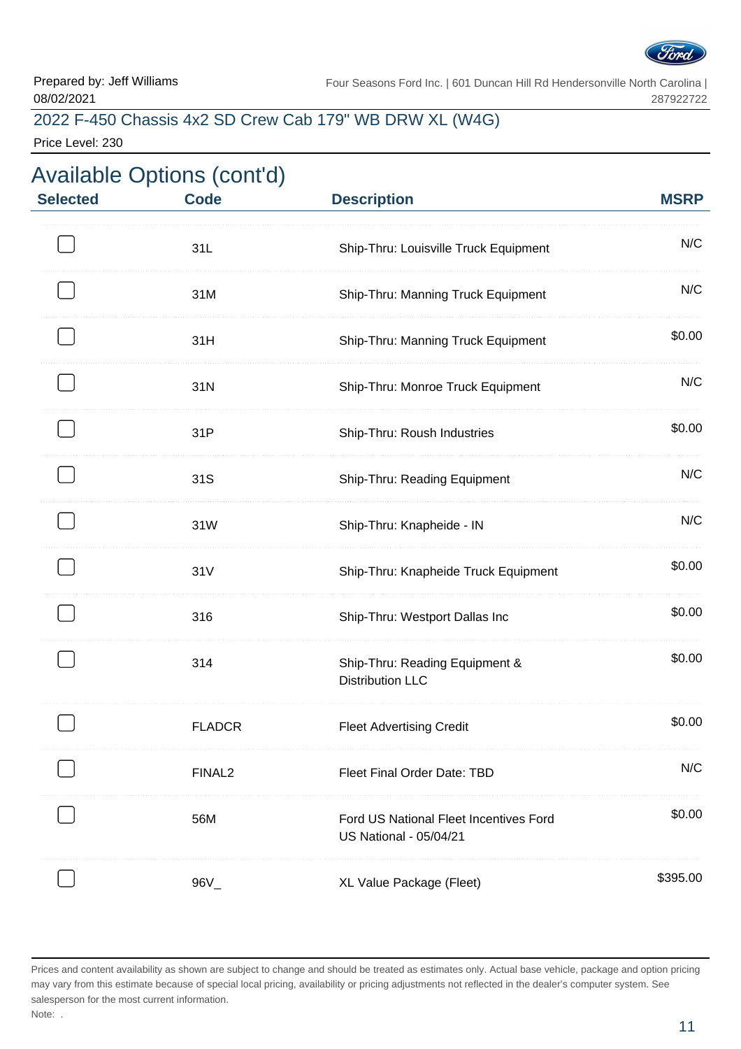Prepared by: Jeff Williams
08/02/2021

Four Seasons Ford Inc. | 601 Duncan Hill Rd Hendersonville North Carolina | 287922722

2022 F-450 Chassis 4x2 SD Crew Cab 179" WB DRW XL (W4G)

Price Level: 230

## Available Options (cont'd)

| Selected | Code | Description | MSRP |
|---|---|---|---|
| ☐ | 31L | Ship-Thru: Louisville Truck Equipment | N/C |
| ☐ | 31M | Ship-Thru: Manning Truck Equipment | N/C |
| ☐ | 31H | Ship-Thru: Manning Truck Equipment | $0.00 |
| ☐ | 31N | Ship-Thru: Monroe Truck Equipment | N/C |
| ☐ | 31P | Ship-Thru: Roush Industries | $0.00 |
| ☐ | 31S | Ship-Thru: Reading Equipment | N/C |
| ☐ | 31W | Ship-Thru: Knapheide - IN | N/C |
| ☐ | 31V | Ship-Thru: Knapheide Truck Equipment | $0.00 |
| ☐ | 316 | Ship-Thru: Westport Dallas Inc | $0.00 |
| ☐ | 314 | Ship-Thru: Reading Equipment & Distribution LLC | $0.00 |
| ☐ | FLADCR | Fleet Advertising Credit | $0.00 |
| ☐ | FINAL2 | Fleet Final Order Date: TBD | N/C |
| ☐ | 56M | Ford US National Fleet Incentives Ford US National - 05/04/21 | $0.00 |
| ☐ | 96V_ | XL Value Package (Fleet) | $395.00 |

Prices and content availability as shown are subject to change and should be treated as estimates only. Actual base vehicle, package and option pricing may vary from this estimate because of special local pricing, availability or pricing adjustments not reflected in the dealer's computer system. See salesperson for the most current information.

Note: .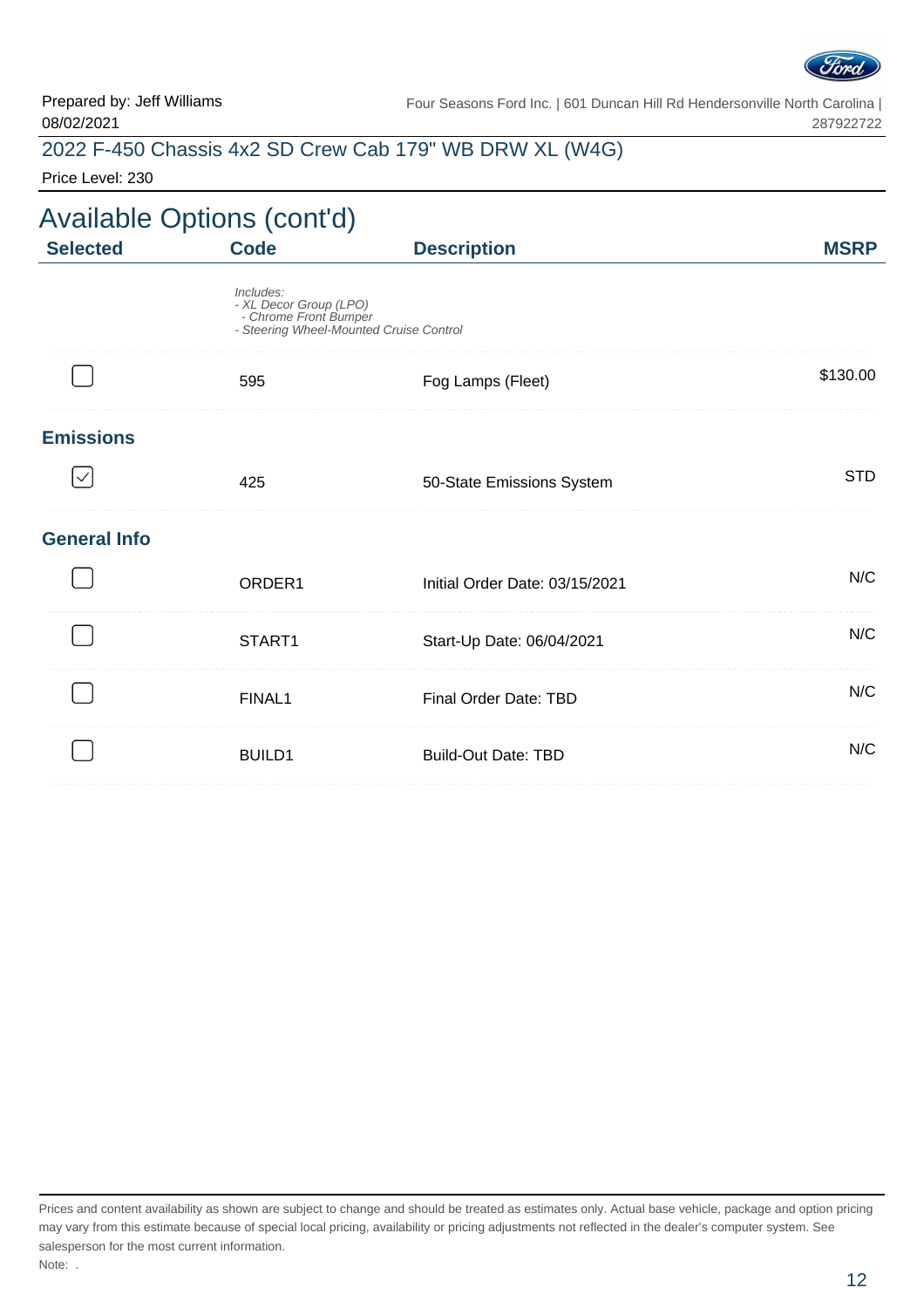Prepared by: Jeff Williams
08/02/2021

Four Seasons Ford Inc. | 601 Duncan Hill Rd Hendersonville North Carolina | 287922722

## 2022 F-450 Chassis 4x2 SD Crew Cab 179" WB DRW XL (W4G)

Price Level: 230

# Available Options (cont'd)

| Selected | Code | Description | MSRP |
|---|---|---|---|
| | *Includes:*<br>*- XL Decor Group (LPO)*<br>*- Chrome Front Bumper*<br>*- Steering Wheel-Mounted Cruise Control* | | |
| ☐ | 595 | Fog Lamps (Fleet) | $130.00 |
| **Emissions** | | | |
| ☑ | 425 | 50-State Emissions System | STD |
| **General Info** | | | |
| ☐ | ORDER1 | Initial Order Date: 03/15/2021 | N/C |
| ☐ | START1 | Start-Up Date: 06/04/2021 | N/C |
| ☐ | FINAL1 | Final Order Date: TBD | N/C |
| ☐ | BUILD1 | Build-Out Date: TBD | N/C |

Prices and content availability as shown are subject to change and should be treated as estimates only. Actual base vehicle, package and option pricing may vary from this estimate because of special local pricing, availability or pricing adjustments not reflected in the dealer's computer system. See salesperson for the most current information.

Note: .